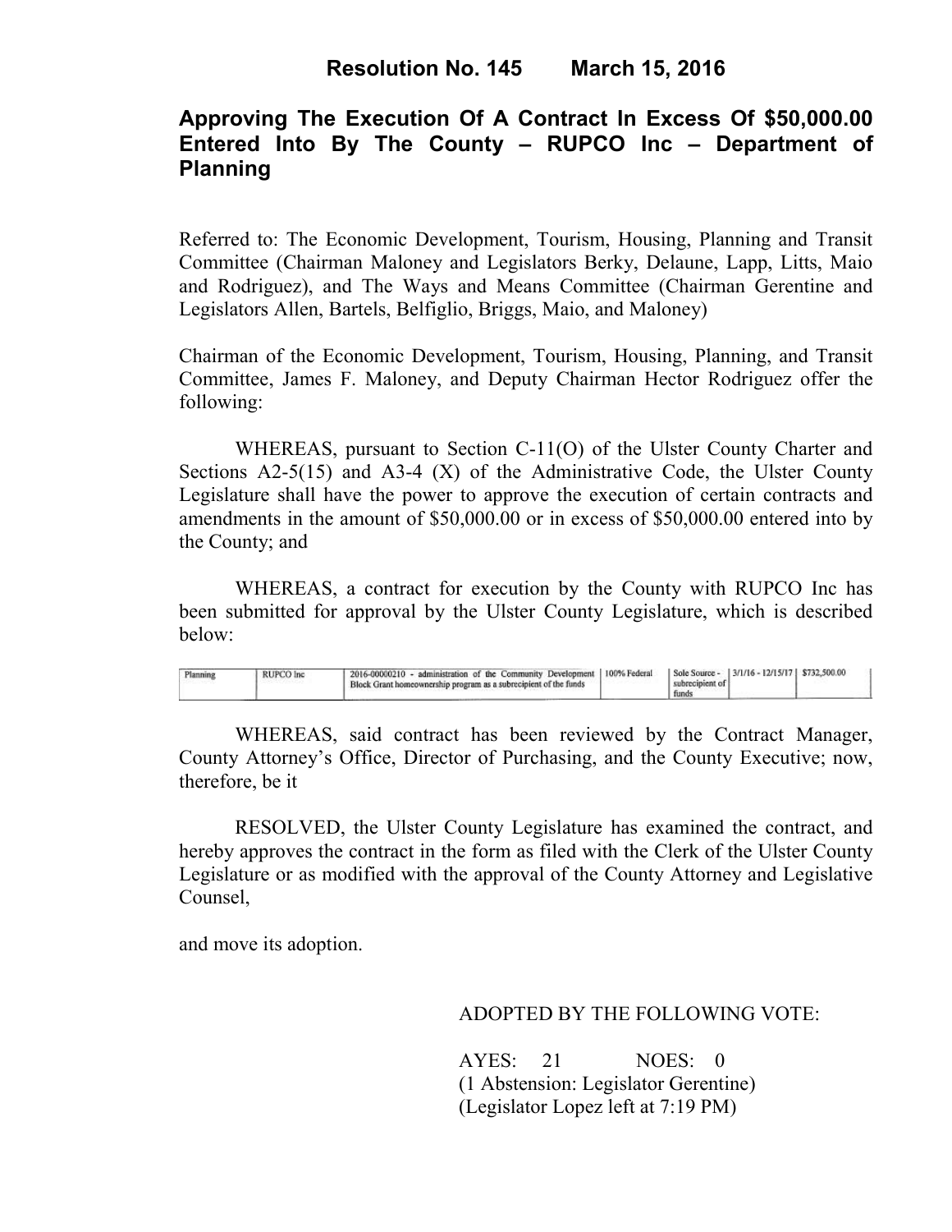# Resolution No. 145 March 15, 2016

## Approving The Execution Of A Contract In Excess Of $50,000.00 Entered Into By The County – RUPCO Inc – Department of Planning

Referred to: The Economic Development, Tourism, Housing, Planning and Transit Committee (Chairman Maloney and Legislators Berky, Delaune, Lapp, Litts, Maio and Rodriguez), and The Ways and Means Committee (Chairman Gerentine and Legislators Allen, Bartels, Belfiglio, Briggs, Maio, and Maloney)

Chairman of the Economic Development, Tourism, Housing, Planning, and Transit Committee, James F. Maloney, and Deputy Chairman Hector Rodriguez offer the following:

WHEREAS, pursuant to Section C-11(O) of the Ulster County Charter and Sections A2-5(15) and A3-4 (X) of the Administrative Code, the Ulster County Legislature shall have the power to approve the execution of certain contracts and amendments in the amount of $50,000.00 or in excess of $50,000.00 entered into by the County; and

WHEREAS, a contract for execution by the County with RUPCO Inc has been submitted for approval by the Ulster County Legislature, which is described below:

| | | | | | | |
|---|---|---|---|---|---|---|
| Planning | RUPCO Inc | 2016-00000210 - administration of the Community Development Block Grant homeownership program as a subrecipient of the funds | 100% Federal | Sole Source - subrecipient of funds | 3/1/16 - 12/15/17 | $732,500.00 |

WHEREAS, said contract has been reviewed by the Contract Manager, County Attorney's Office, Director of Purchasing, and the County Executive; now, therefore, be it

RESOLVED, the Ulster County Legislature has examined the contract, and hereby approves the contract in the form as filed with the Clerk of the Ulster County Legislature or as modified with the approval of the County Attorney and Legislative Counsel,

and move its adoption.

ADOPTED BY THE FOLLOWING VOTE:

AYES: 21 NOES: 0
(1 Abstension: Legislator Gerentine)
(Legislator Lopez left at 7:19 PM)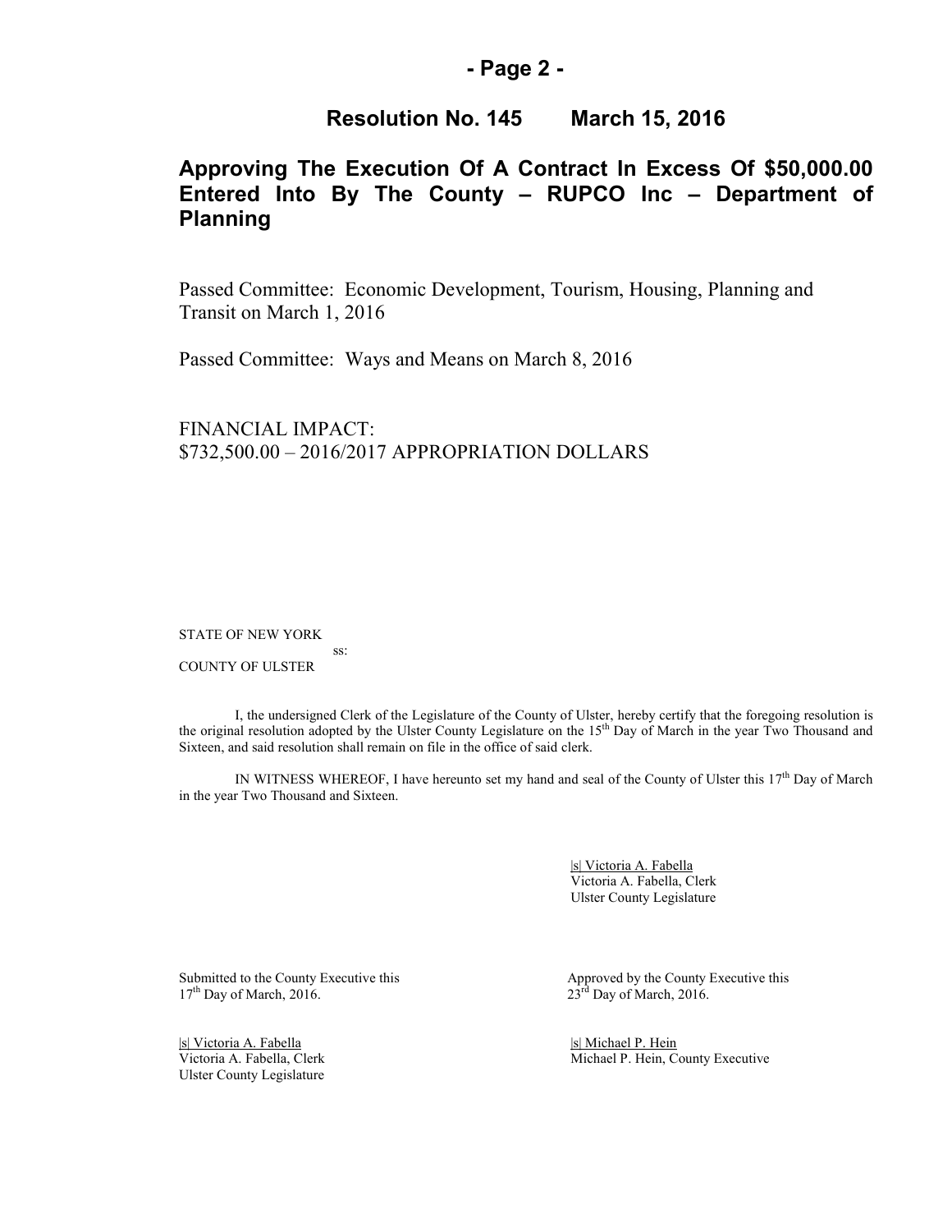## Resolution No. 145 March 15, 2016

## Approving The Execution Of A Contract In Excess Of $50,000.00 Entered Into By The County – RUPCO Inc – Department of Planning

Passed Committee: Economic Development, Tourism, Housing, Planning and Transit on March 1, 2016

Passed Committee: Ways and Means on March 8, 2016

FINANCIAL IMPACT:
$732,500.00 – 2016/2017 APPROPRIATION DOLLARS

STATE OF NEW YORK
ss:
COUNTY OF ULSTER

I, the undersigned Clerk of the Legislature of the County of Ulster, hereby certify that the foregoing resolution is the original resolution adopted by the Ulster County Legislature on the 15th Day of March in the year Two Thousand and Sixteen, and said resolution shall remain on file in the office of said clerk.

IN WITNESS WHEREOF, I have hereunto set my hand and seal of the County of Ulster this 17th Day of March in the year Two Thousand and Sixteen.

|s| Victoria A. Fabella
Victoria A. Fabella, Clerk
Ulster County Legislature

Submitted to the County Executive this 17th Day of March, 2016.

|s| Victoria A. Fabella
Victoria A. Fabella, Clerk
Ulster County Legislature

Approved by the County Executive this 23rd Day of March, 2016.

|s| Michael P. Hein
Michael P. Hein, County Executive